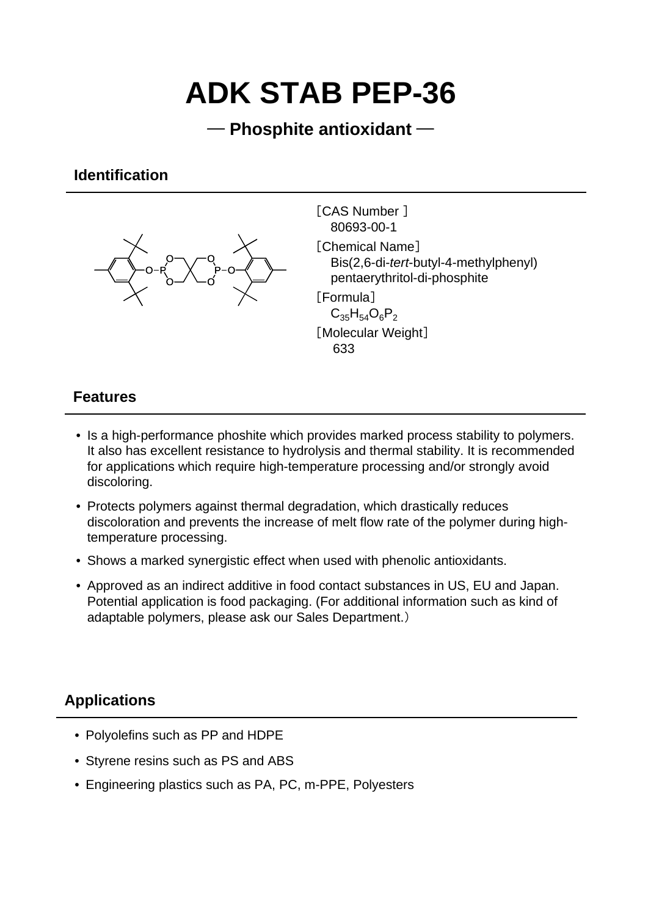# ADK STAB PEP-36

## — Phosphite antioxidant —

### Identification

［CAS Number ］
80693-00-1

［Chemical Name］
Bis(2,6-di-*tert*-butyl-4-methylphenyl) pentaerythritol-di-phosphite

［Formula］
$C_{35}H_{54}O_6P_2$

［Molecular Weight］
633

### Features

- Is a high-performance phoshite which provides marked process stability to polymers. It also has excellent resistance to hydrolysis and thermal stability. It is recommended for applications which require high-temperature processing and/or strongly avoid discoloring.
- Protects polymers against thermal degradation, which drastically reduces discoloration and prevents the increase of melt flow rate of the polymer during high-temperature processing.
- Shows a marked synergistic effect when used with phenolic antioxidants.
- Approved as an indirect additive in food contact substances in US, EU and Japan. Potential application is food packaging. (For additional information such as kind of adaptable polymers, please ask our Sales Department.）

### Applications

- Polyolefins such as PP and HDPE
- Styrene resins such as PS and ABS
- Engineering plastics such as PA, PC, m-PPE, Polyesters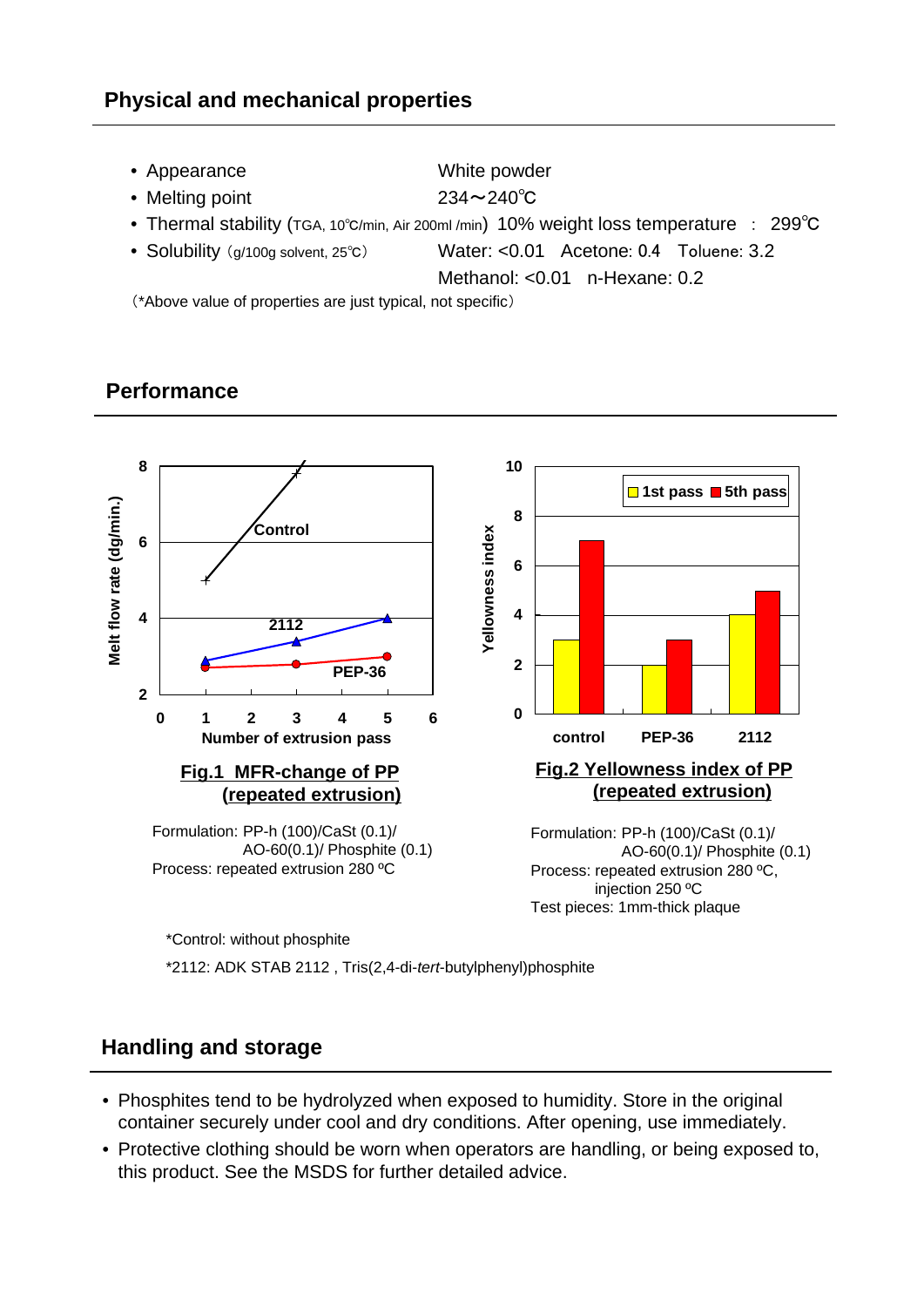## Physical and mechanical properties

- Appearance: White powder
- Melting point: 234～240℃
- Thermal stability (TGA, 10℃/min, Air 200ml /min) 10% weight loss temperature ： 299℃
- Solubility（g/100g solvent, 25℃）: Water: <0.01 Acetone: 0.4 Toluene: 3.2 Methanol: <0.01 n-Hexane: 0.2

（*Above value of properties are just typical, not specific）

## Performance

Melt flow rate (dg/min.)
8
6
4
2
0 1 2 3 4 5 6
Number of extrusion pass
Control
2112
PEP-36

**Fig.1 MFR-change of PP (repeated extrusion)**

Formulation: PP-h (100)/CaSt (0.1)/ AO-60(0.1)/ Phosphite (0.1)
Process: repeated extrusion 280 ºC

Yellowness index
10
8
6
4
2
0
1st pass 5th pass
control PEP-36 2112

**Fig.2 Yellowness index of PP (repeated extrusion)**

Formulation: PP-h (100)/CaSt (0.1)/ AO-60(0.1)/ Phosphite (0.1)
Process: repeated extrusion 280 ºC, injection 250 ºC
Test pieces: 1mm-thick plaque

*Control: without phosphite

*2112: ADK STAB 2112 , Tris(2,4-di-*tert*-butylphenyl)phosphite

## Handling and storage

- Phosphites tend to be hydrolyzed when exposed to humidity. Store in the original container securely under cool and dry conditions. After opening, use immediately.
- Protective clothing should be worn when operators are handling, or being exposed to, this product. See the MSDS for further detailed advice.